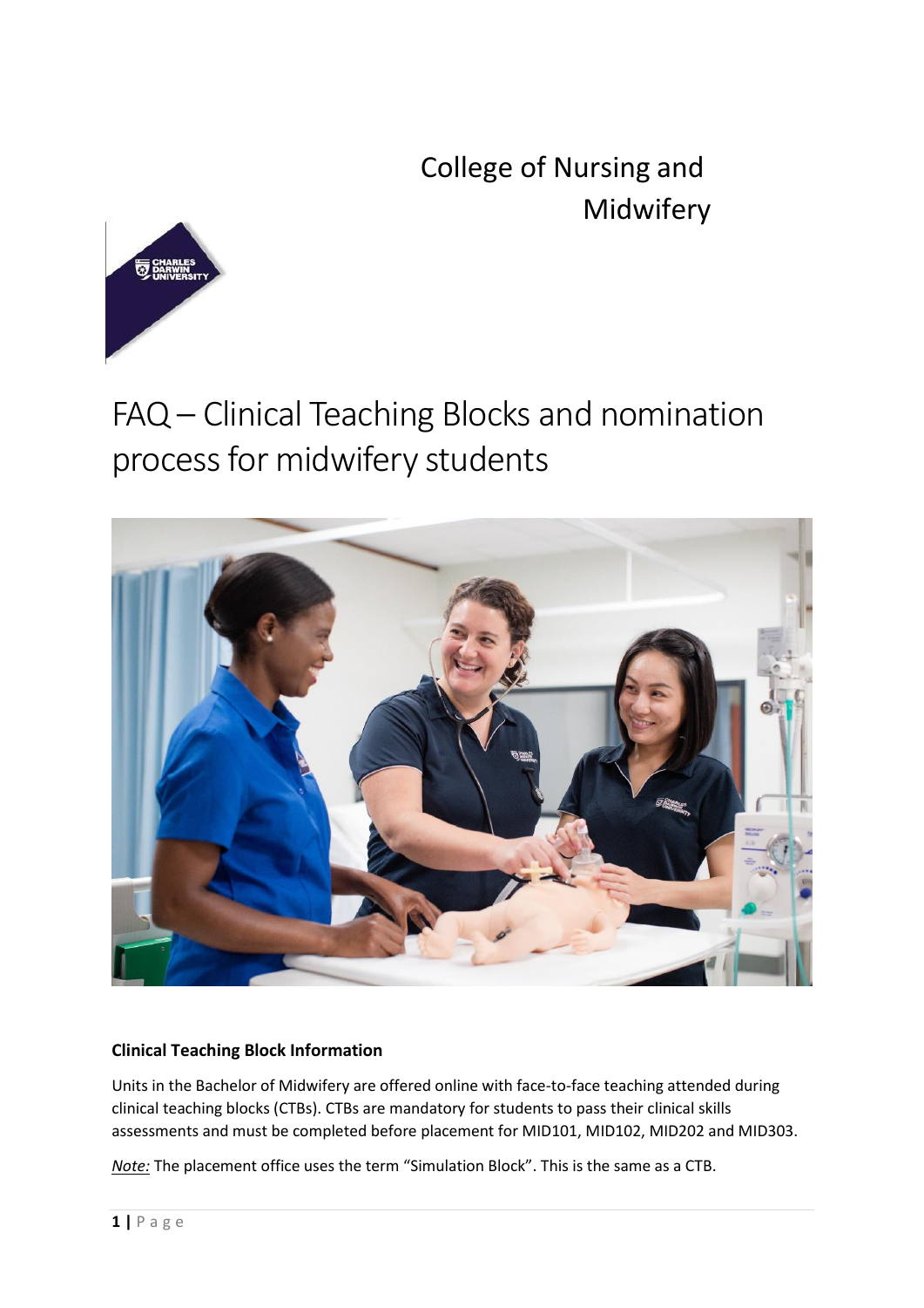College of Nursing and Midwifery

# FAQ – Clinical Teaching Blocks and nomination process for midwifery students

**Clinical Teaching Block Information**

Units in the Bachelor of Midwifery are offered online with face-to-face teaching attended during clinical teaching blocks (CTBs). CTBs are mandatory for students to pass their clinical skills assessments and must be completed before placement for MID101, MID102, MID202 and MID303.

*Note:* The placement office uses the term "Simulation Block". This is the same as a CTB.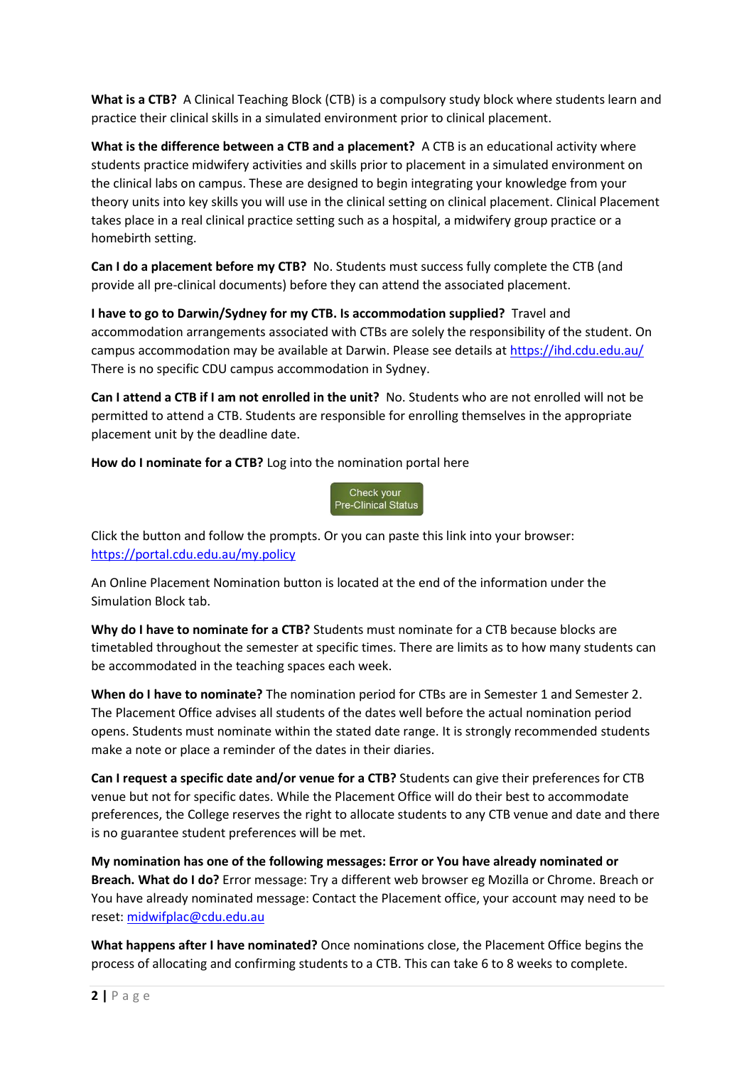**What is a CTB?** A Clinical Teaching Block (CTB) is a compulsory study block where students learn and practice their clinical skills in a simulated environment prior to clinical placement.

**What is the difference between a CTB and a placement?** A CTB is an educational activity where students practice midwifery activities and skills prior to placement in a simulated environment on the clinical labs on campus. These are designed to begin integrating your knowledge from your theory units into key skills you will use in the clinical setting on clinical placement. Clinical Placement takes place in a real clinical practice setting such as a hospital, a midwifery group practice or a homebirth setting.

**Can I do a placement before my CTB?** No. Students must success fully complete the CTB (and provide all pre-clinical documents) before they can attend the associated placement.

**I have to go to Darwin/Sydney for my CTB. Is accommodation supplied?** Travel and accommodation arrangements associated with CTBs are solely the responsibility of the student. On campus accommodation may be available at Darwin. Please see details at https://ihd.cdu.edu.au/ There is no specific CDU campus accommodation in Sydney.

**Can I attend a CTB if I am not enrolled in the unit?** No. Students who are not enrolled will not be permitted to attend a CTB. Students are responsible for enrolling themselves in the appropriate placement unit by the deadline date.

**How do I nominate for a CTB?** Log into the nomination portal here

Check your Pre-Clinical Status

Click the button and follow the prompts. Or you can paste this link into your browser: https://portal.cdu.edu.au/my.policy

An Online Placement Nomination button is located at the end of the information under the Simulation Block tab.

**Why do I have to nominate for a CTB?** Students must nominate for a CTB because blocks are timetabled throughout the semester at specific times. There are limits as to how many students can be accommodated in the teaching spaces each week.

**When do I have to nominate?** The nomination period for CTBs are in Semester 1 and Semester 2. The Placement Office advises all students of the dates well before the actual nomination period opens. Students must nominate within the stated date range. It is strongly recommended students make a note or place a reminder of the dates in their diaries.

**Can I request a specific date and/or venue for a CTB?** Students can give their preferences for CTB venue but not for specific dates. While the Placement Office will do their best to accommodate preferences, the College reserves the right to allocate students to any CTB venue and date and there is no guarantee student preferences will be met.

**My nomination has one of the following messages: Error or You have already nominated or Breach. What do I do?** Error message: Try a different web browser eg Mozilla or Chrome. Breach or You have already nominated message: Contact the Placement office, your account may need to be reset: midwifplac@cdu.edu.au

**What happens after I have nominated?** Once nominations close, the Placement Office begins the process of allocating and confirming students to a CTB. This can take 6 to 8 weeks to complete.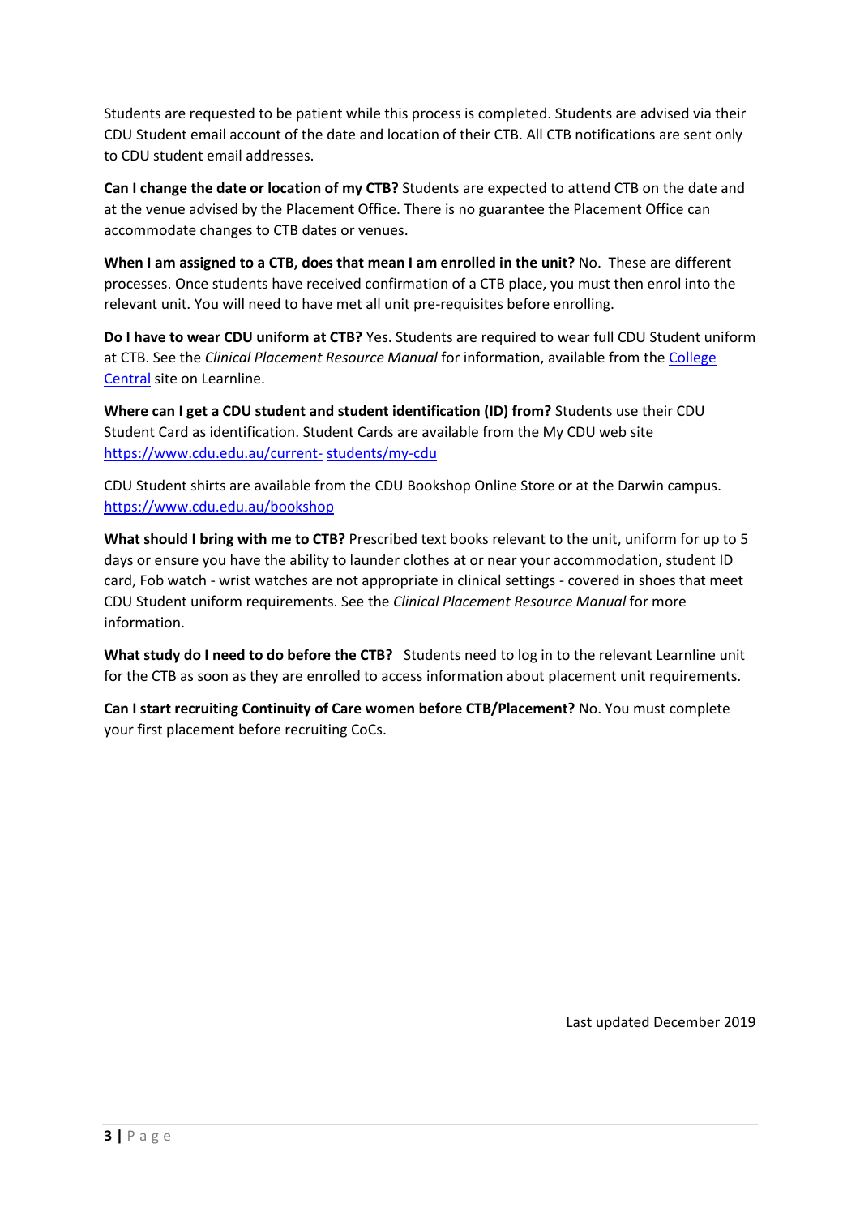Students are requested to be patient while this process is completed. Students are advised via their CDU Student email account of the date and location of their CTB. All CTB notifications are sent only to CDU student email addresses.

**Can I change the date or location of my CTB?** Students are expected to attend CTB on the date and at the venue advised by the Placement Office. There is no guarantee the Placement Office can accommodate changes to CTB dates or venues.

**When I am assigned to a CTB, does that mean I am enrolled in the unit?** No. These are different processes. Once students have received confirmation of a CTB place, you must then enrol into the relevant unit. You will need to have met all unit pre-requisites before enrolling.

**Do I have to wear CDU uniform at CTB?** Yes. Students are required to wear full CDU Student uniform at CTB. See the *Clinical Placement Resource Manual* for information, available from the College Central site on Learnline.

**Where can I get a CDU student and student identification (ID) from?** Students use their CDU Student Card as identification. Student Cards are available from the My CDU web site https://www.cdu.edu.au/current- students/my-cdu

CDU Student shirts are available from the CDU Bookshop Online Store or at the Darwin campus. https://www.cdu.edu.au/bookshop

**What should I bring with me to CTB?** Prescribed text books relevant to the unit, uniform for up to 5 days or ensure you have the ability to launder clothes at or near your accommodation, student ID card, Fob watch - wrist watches are not appropriate in clinical settings - covered in shoes that meet CDU Student uniform requirements. See the *Clinical Placement Resource Manual* for more information.

**What study do I need to do before the CTB?** Students need to log in to the relevant Learnline unit for the CTB as soon as they are enrolled to access information about placement unit requirements.

**Can I start recruiting Continuity of Care women before CTB/Placement?** No. You must complete your first placement before recruiting CoCs.

Last updated December 2019